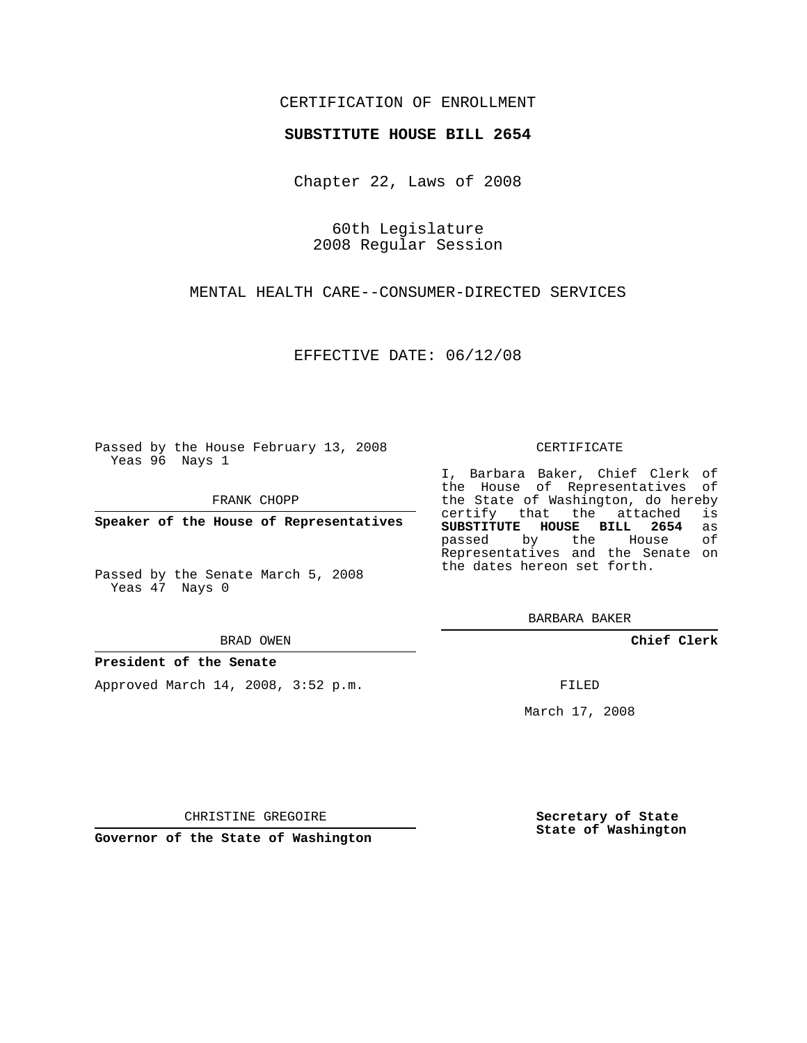CERTIFICATION OF ENROLLMENT

**SUBSTITUTE HOUSE BILL 2654**

Chapter 22, Laws of 2008

60th Legislature
2008 Regular Session

MENTAL HEALTH CARE--CONSUMER-DIRECTED SERVICES

EFFECTIVE DATE: 06/12/08

Passed by the House February 13, 2008
Yeas 96 Nays 1

FRANK CHOPP

**Speaker of the House of Representatives**

Passed by the Senate March 5, 2008
Yeas 47 Nays 0

BRAD OWEN

**President of the Senate**

Approved March 14, 2008, 3:52 p.m.

CHRISTINE GREGOIRE

**Governor of the State of Washington**

CERTIFICATE

I, Barbara Baker, Chief Clerk of the House of Representatives of the State of Washington, do hereby certify that the attached is **SUBSTITUTE HOUSE BILL 2654** as passed by the House of Representatives and the Senate on the dates hereon set forth.

BARBARA BAKER

**Chief Clerk**

FILED

March 17, 2008

**Secretary of State**
**State of Washington**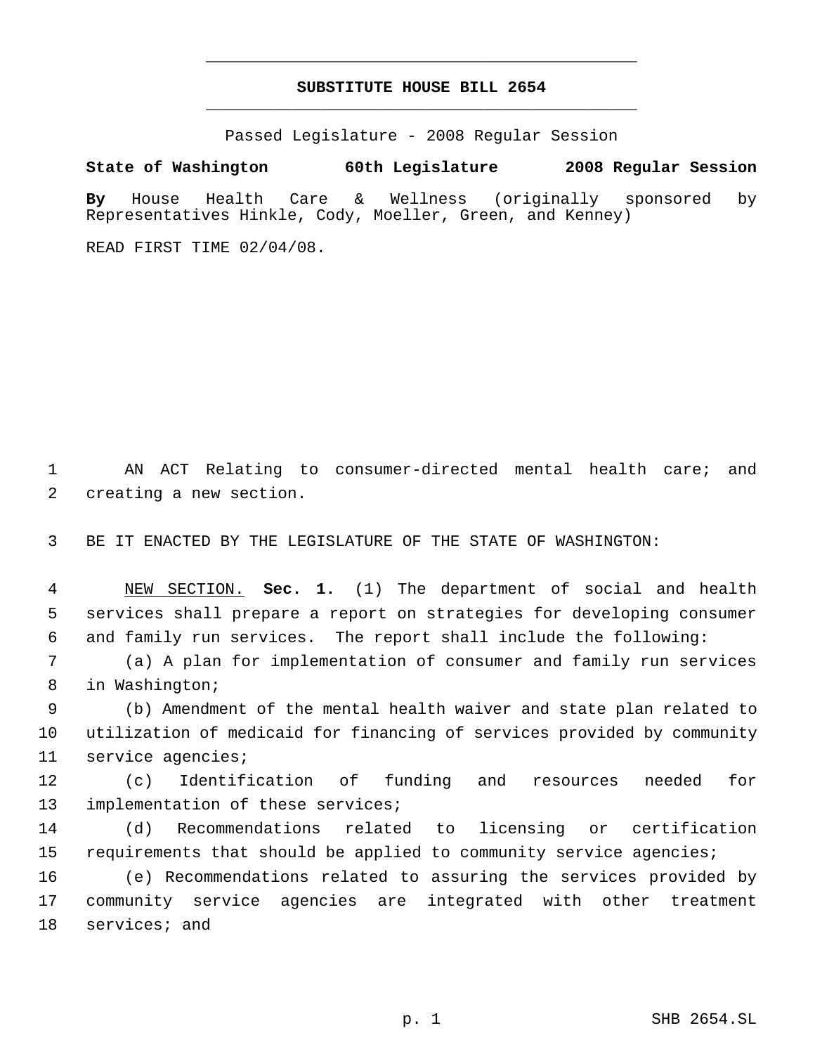# SUBSTITUTE HOUSE BILL 2654

Passed Legislature - 2008 Regular Session

**State of Washington 60th Legislature 2008 Regular Session**

**By** House Health Care & Wellness (originally sponsored by Representatives Hinkle, Cody, Moeller, Green, and Kenney)

READ FIRST TIME 02/04/08.

AN ACT Relating to consumer-directed mental health care; and creating a new section.

BE IT ENACTED BY THE LEGISLATURE OF THE STATE OF WASHINGTON:

NEW SECTION. **Sec. 1.** (1) The department of social and health services shall prepare a report on strategies for developing consumer and family run services. The report shall include the following:

(a) A plan for implementation of consumer and family run services in Washington;

(b) Amendment of the mental health waiver and state plan related to utilization of medicaid for financing of services provided by community service agencies;

(c) Identification of funding and resources needed for implementation of these services;

(d) Recommendations related to licensing or certification requirements that should be applied to community service agencies;

(e) Recommendations related to assuring the services provided by community service agencies are integrated with other treatment services; and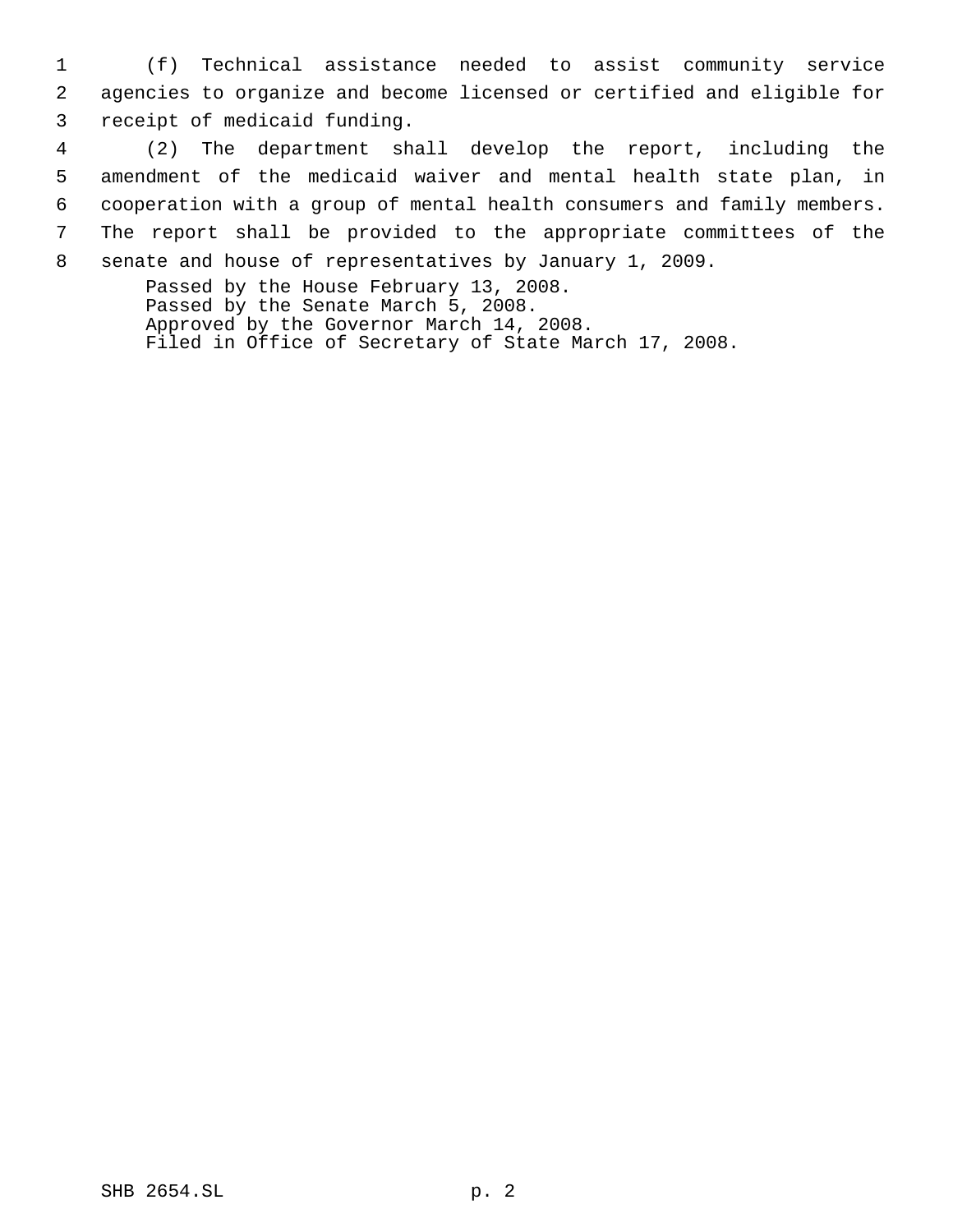(f) Technical assistance needed to assist community service agencies to organize and become licensed or certified and eligible for receipt of medicaid funding.

(2) The department shall develop the report, including the amendment of the medicaid waiver and mental health state plan, in cooperation with a group of mental health consumers and family members. The report shall be provided to the appropriate committees of the senate and house of representatives by January 1, 2009.

Passed by the House February 13, 2008.
Passed by the Senate March 5, 2008.
Approved by the Governor March 14, 2008.
Filed in Office of Secretary of State March 17, 2008.